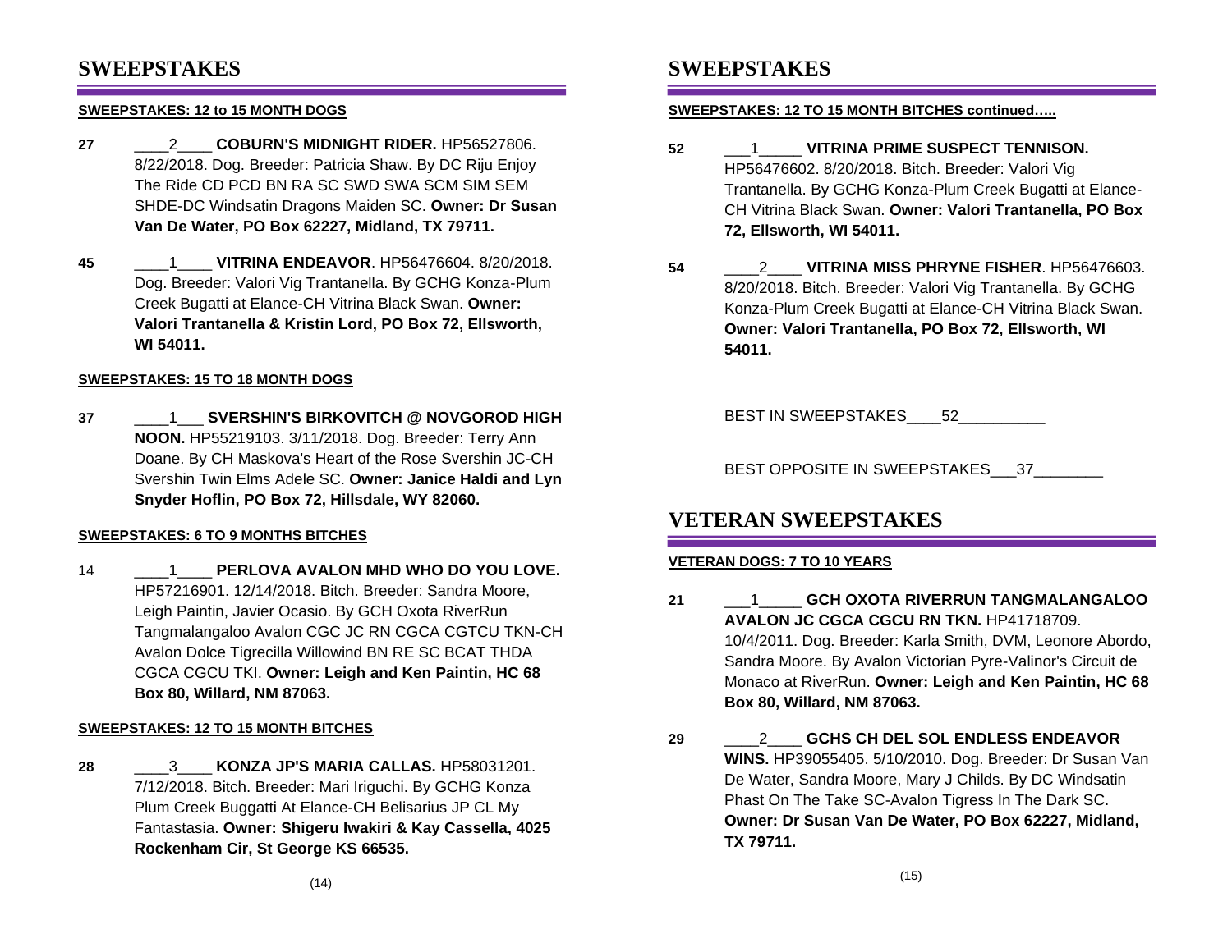# SWEEPSTAKES

**SWEEPSTAKES: 12 to 15 MONTH DOGS**

**27** ____2____ **COBURN'S MIDNIGHT RIDER.** HP56527806. 8/22/2018. Dog. Breeder: Patricia Shaw. By DC Riju Enjoy The Ride CD PCD BN RA SC SWD SWA SCM SIM SEM SHDE-DC Windsatin Dragons Maiden SC. **Owner: Dr Susan Van De Water, PO Box 62227, Midland, TX 79711.**

**45** ____1____ **VITRINA ENDEAVOR**. HP56476604. 8/20/2018. Dog. Breeder: Valori Vig Trantanella. By GCHG Konza-Plum Creek Bugatti at Elance-CH Vitrina Black Swan. **Owner: Valori Trantanella & Kristin Lord, PO Box 72, Ellsworth, WI 54011.**

**SWEEPSTAKES: 15 TO 18 MONTH DOGS**

**37** ____1___ **SVERSHIN'S BIRKOVITCH @ NOVGOROD HIGH NOON.** HP55219103. 3/11/2018. Dog. Breeder: Terry Ann Doane. By CH Maskova's Heart of the Rose Svershin JC-CH Svershin Twin Elms Adele SC. **Owner: Janice Haldi and Lyn Snyder Hoflin, PO Box 72, Hillsdale, WY 82060.**

**SWEEPSTAKES: 6 TO 9 MONTHS BITCHES**

14 ____1____ **PERLOVA AVALON MHD WHO DO YOU LOVE.** HP57216901. 12/14/2018. Bitch. Breeder: Sandra Moore, Leigh Paintin, Javier Ocasio. By GCH Oxota RiverRun Tangmalangaloo Avalon CGC JC RN CGCA CGTCU TKN-CH Avalon Dolce Tigrecilla Willowind BN RE SC BCAT THDA CGCA CGCU TKI. **Owner: Leigh and Ken Paintin, HC 68 Box 80, Willard, NM 87063.**

**SWEEPSTAKES: 12 TO 15 MONTH BITCHES**

**28** ____3____ **KONZA JP'S MARIA CALLAS.** HP58031201. 7/12/2018. Bitch. Breeder: Mari Iriguchi. By GCHG Konza Plum Creek Buggatti At Elance-CH Belisarius JP CL My Fantastasia. **Owner: Shigeru Iwakiri & Kay Cassella, 4025 Rockenham Cir, St George KS 66535.**

# SWEEPSTAKES

**SWEEPSTAKES: 12 TO 15 MONTH BITCHES continued…..**

**52** ___1_____ **VITRINA PRIME SUSPECT TENNISON.** HP56476602. 8/20/2018. Bitch. Breeder: Valori Vig Trantanella. By GCHG Konza-Plum Creek Bugatti at Elance-CH Vitrina Black Swan. **Owner: Valori Trantanella, PO Box 72, Ellsworth, WI 54011.**

**54** ____2____ **VITRINA MISS PHRYNE FISHER**. HP56476603. 8/20/2018. Bitch. Breeder: Valori Vig Trantanella. By GCHG Konza-Plum Creek Bugatti at Elance-CH Vitrina Black Swan. **Owner: Valori Trantanella, PO Box 72, Ellsworth, WI 54011.**

BEST IN SWEEPSTAKES____52__________

BEST OPPOSITE IN SWEEPSTAKES___37________

# VETERAN SWEEPSTAKES

**VETERAN DOGS: 7 TO 10 YEARS**

**21** ___1_____ **GCH OXOTA RIVERRUN TANGMALANGALOO AVALON JC CGCA CGCU RN TKN.** HP41718709. 10/4/2011. Dog. Breeder: Karla Smith, DVM, Leonore Abordo, Sandra Moore. By Avalon Victorian Pyre-Valinor's Circuit de Monaco at RiverRun. **Owner: Leigh and Ken Paintin, HC 68 Box 80, Willard, NM 87063.**

**29** ____2____ **GCHS CH DEL SOL ENDLESS ENDEAVOR WINS.** HP39055405. 5/10/2010. Dog. Breeder: Dr Susan Van De Water, Sandra Moore, Mary J Childs. By DC Windsatin Phast On The Take SC-Avalon Tigress In The Dark SC. **Owner: Dr Susan Van De Water, PO Box 62227, Midland, TX 79711.**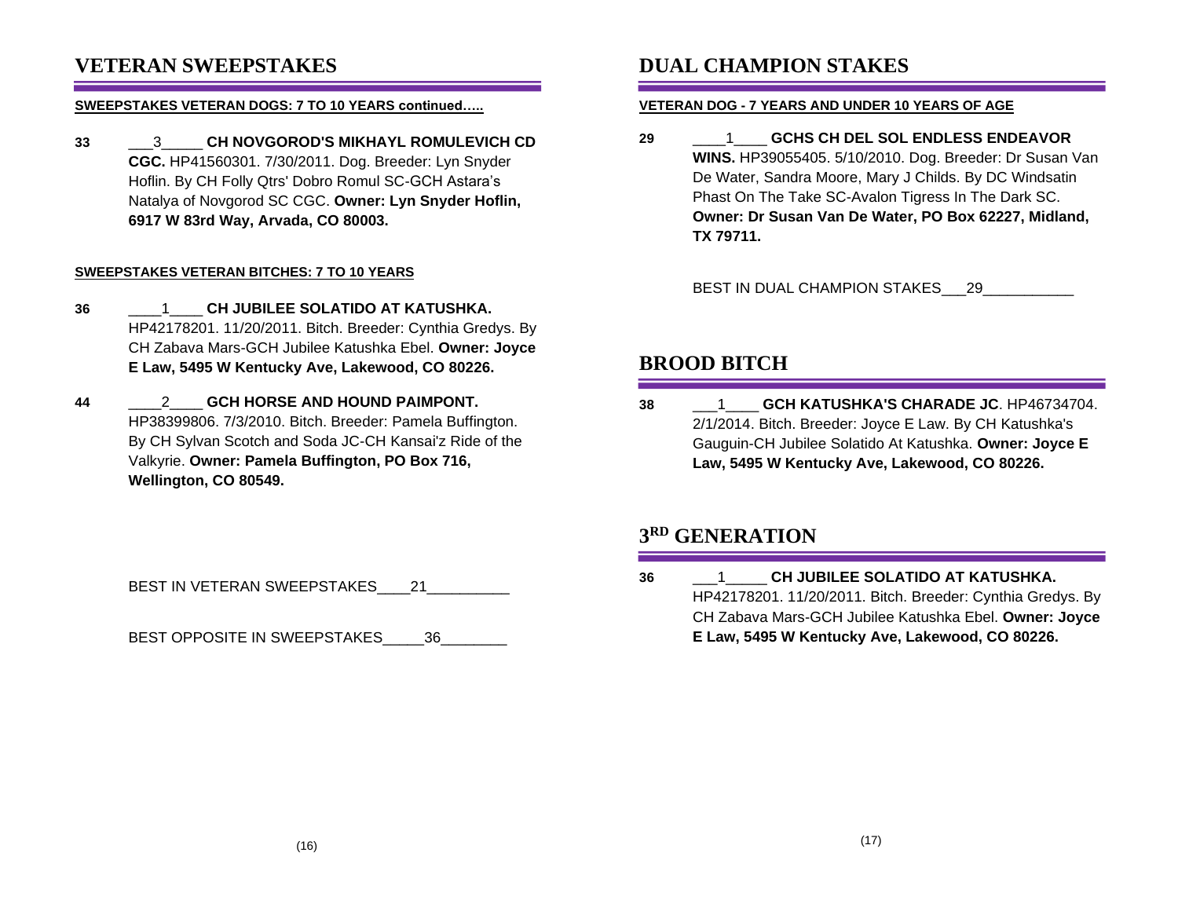# VETERAN SWEEPSTAKES

**SWEEPSTAKES VETERAN DOGS: 7 TO 10 YEARS continued…..**

**33** ___3_____ **CH NOVGOROD'S MIKHAYL ROMULEVICH CD CGC.** HP41560301. 7/30/2011. Dog. Breeder: Lyn Snyder Hoflin. By CH Folly Qtrs' Dobro Romul SC-GCH Astara's Natalya of Novgorod SC CGC. **Owner: Lyn Snyder Hoflin, 6917 W 83rd Way, Arvada, CO 80003.**

**SWEEPSTAKES VETERAN BITCHES: 7 TO 10 YEARS**

**36** ____1____ **CH JUBILEE SOLATIDO AT KATUSHKA.** HP42178201. 11/20/2011. Bitch. Breeder: Cynthia Gredys. By CH Zabava Mars-GCH Jubilee Katushka Ebel. **Owner: Joyce E Law, 5495 W Kentucky Ave, Lakewood, CO 80226.**

**44** ____2____ **GCH HORSE AND HOUND PAIMPONT.** HP38399806. 7/3/2010. Bitch. Breeder: Pamela Buffington. By CH Sylvan Scotch and Soda JC-CH Kansai'z Ride of the Valkyrie. **Owner: Pamela Buffington, PO Box 716, Wellington, CO 80549.**

BEST IN VETERAN SWEEPSTAKES____21__________

BEST OPPOSITE IN SWEEPSTAKES_____36________

# DUAL CHAMPION STAKES

**VETERAN DOG - 7 YEARS AND UNDER 10 YEARS OF AGE**

**29** ____1____ **GCHS CH DEL SOL ENDLESS ENDEAVOR WINS.** HP39055405. 5/10/2010. Dog. Breeder: Dr Susan Van De Water, Sandra Moore, Mary J Childs. By DC Windsatin Phast On The Take SC-Avalon Tigress In The Dark SC. **Owner: Dr Susan Van De Water, PO Box 62227, Midland, TX 79711.**

BEST IN DUAL CHAMPION STAKES___29___________

# BROOD BITCH

**38** ___1____ **GCH KATUSHKA'S CHARADE JC**. HP46734704. 2/1/2014. Bitch. Breeder: Joyce E Law. By CH Katushka's Gauguin-CH Jubilee Solatido At Katushka. **Owner: Joyce E Law, 5495 W Kentucky Ave, Lakewood, CO 80226.**

# 3RD GENERATION

**36** ___1_____ **CH JUBILEE SOLATIDO AT KATUSHKA.** HP42178201. 11/20/2011. Bitch. Breeder: Cynthia Gredys. By CH Zabava Mars-GCH Jubilee Katushka Ebel. **Owner: Joyce E Law, 5495 W Kentucky Ave, Lakewood, CO 80226.**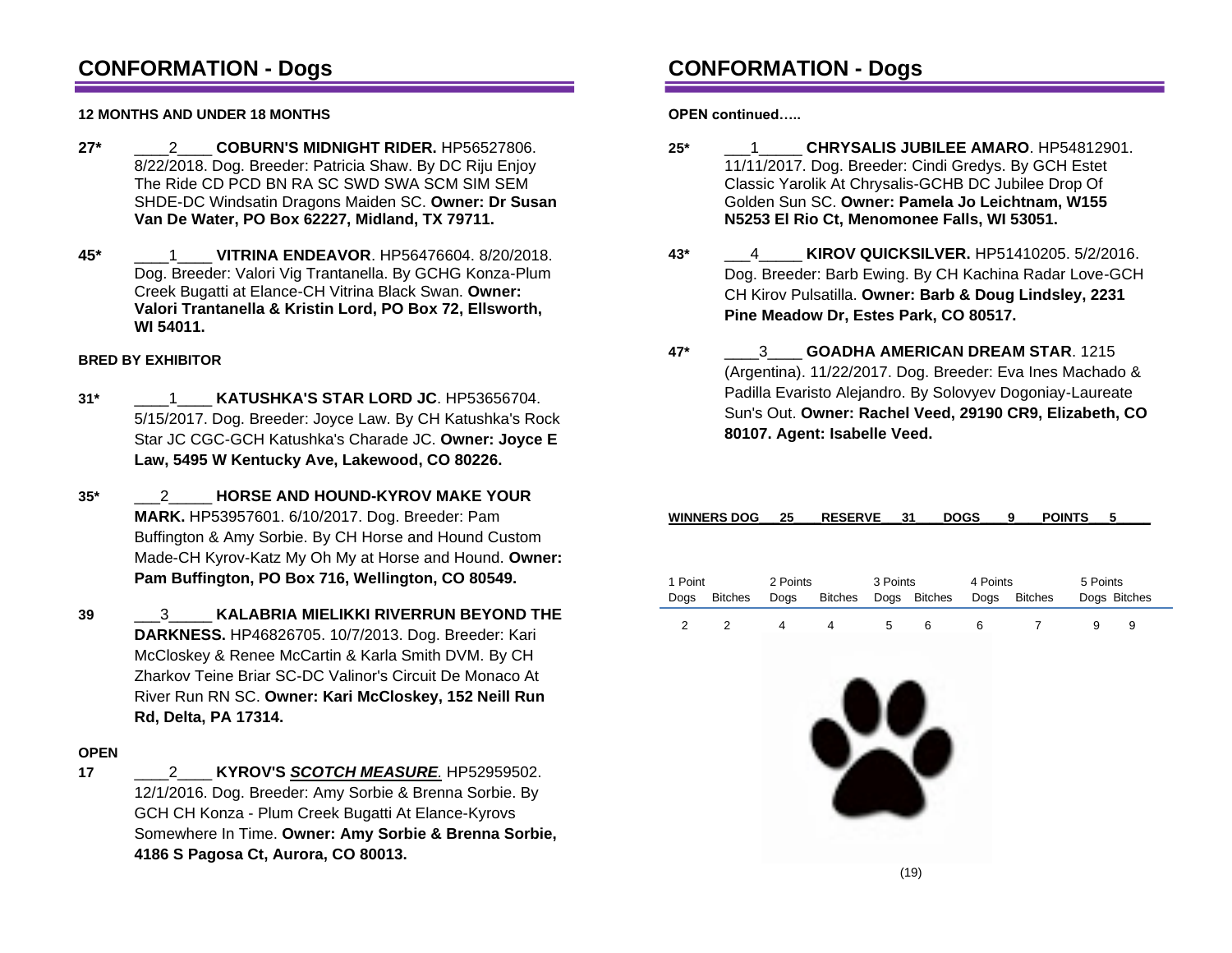## CONFORMATION - Dogs

**12 MONTHS AND UNDER 18 MONTHS**

**27*** ____2____ **COBURN'S MIDNIGHT RIDER.** HP56527806. 8/22/2018. Dog. Breeder: Patricia Shaw. By DC Riju Enjoy The Ride CD PCD BN RA SC SWD SWA SCM SIM SEM SHDE-DC Windsatin Dragons Maiden SC. **Owner: Dr Susan Van De Water, PO Box 62227, Midland, TX 79711.**

**45*** ____1____ **VITRINA ENDEAVOR**. HP56476604. 8/20/2018. Dog. Breeder: Valori Vig Trantanella. By GCHG Konza-Plum Creek Bugatti at Elance-CH Vitrina Black Swan. **Owner: Valori Trantanella & Kristin Lord, PO Box 72, Ellsworth, WI 54011.**

**BRED BY EXHIBITOR**

**31*** ____1____ **KATUSHKA'S STAR LORD JC**. HP53656704. 5/15/2017. Dog. Breeder: Joyce Law. By CH Katushka's Rock Star JC CGC-GCH Katushka's Charade JC. **Owner: Joyce E Law, 5495 W Kentucky Ave, Lakewood, CO 80226.**

**35*** ___2_____ **HORSE AND HOUND-KYROV MAKE YOUR MARK.** HP53957601. 6/10/2017. Dog. Breeder: Pam Buffington & Amy Sorbie. By CH Horse and Hound Custom Made-CH Kyrov-Katz My Oh My at Horse and Hound. **Owner: Pam Buffington, PO Box 716, Wellington, CO 80549.**

**39** ___3_____ **KALABRIA MIELIKKI RIVERRUN BEYOND THE DARKNESS.** HP46826705. 10/7/2013. Dog. Breeder: Kari McCloskey & Renee McCartin & Karla Smith DVM. By CH Zharkov Teine Briar SC-DC Valinor's Circuit De Monaco At River Run RN SC. **Owner: Kari McCloskey, 152 Neill Run Rd, Delta, PA 17314.**

**OPEN**

**17** ____2____ **KYROV'S *SCOTCH MEASURE*.** HP52959502. 12/1/2016. Dog. Breeder: Amy Sorbie & Brenna Sorbie. By GCH CH Konza - Plum Creek Bugatti At Elance-Kyrovs Somewhere In Time. **Owner: Amy Sorbie & Brenna Sorbie, 4186 S Pagosa Ct, Aurora, CO 80013.**

## CONFORMATION - Dogs

**OPEN continued…..**

**25*** ___1_____ **CHRYSALIS JUBILEE AMARO**. HP54812901. 11/11/2017. Dog. Breeder: Cindi Gredys. By GCH Estet Classic Yarolik At Chrysalis-GCHB DC Jubilee Drop Of Golden Sun SC. **Owner: Pamela Jo Leichtnam, W155 N5253 El Rio Ct, Menomonee Falls, WI 53051.**

**43*** ___4_____ **KIROV QUICKSILVER.** HP51410205. 5/2/2016. Dog. Breeder: Barb Ewing. By CH Kachina Radar Love-GCH CH Kirov Pulsatilla. **Owner: Barb & Doug Lindsley, 2231 Pine Meadow Dr, Estes Park, CO 80517.**

**47*** ____3____ **GOADHA AMERICAN DREAM STAR**. 1215 (Argentina). 11/22/2017. Dog. Breeder: Eva Ines Machado & Padilla Evaristo Alejandro. By Solovyev Dogoniay-Laureate Sun's Out. **Owner: Rachel Veed, 29190 CR9, Elizabeth, CO 80107. Agent: Isabelle Veed.**

**WINNERS DOG 25 RESERVE 31 DOGS 9 POINTS 5**

| 1 Point | | 2 Points | | 3 Points | | 4 Points | | 5 Points | |
|---|---|---|---|---|---|---|---|---|---|
| Dogs | Bitches | Dogs | Bitches | Dogs | Bitches | Dogs | Bitches | Dogs | Bitches |
| 2 | 2 | 4 | 4 | 5 | 6 | 6 | 7 | 9 | 9 |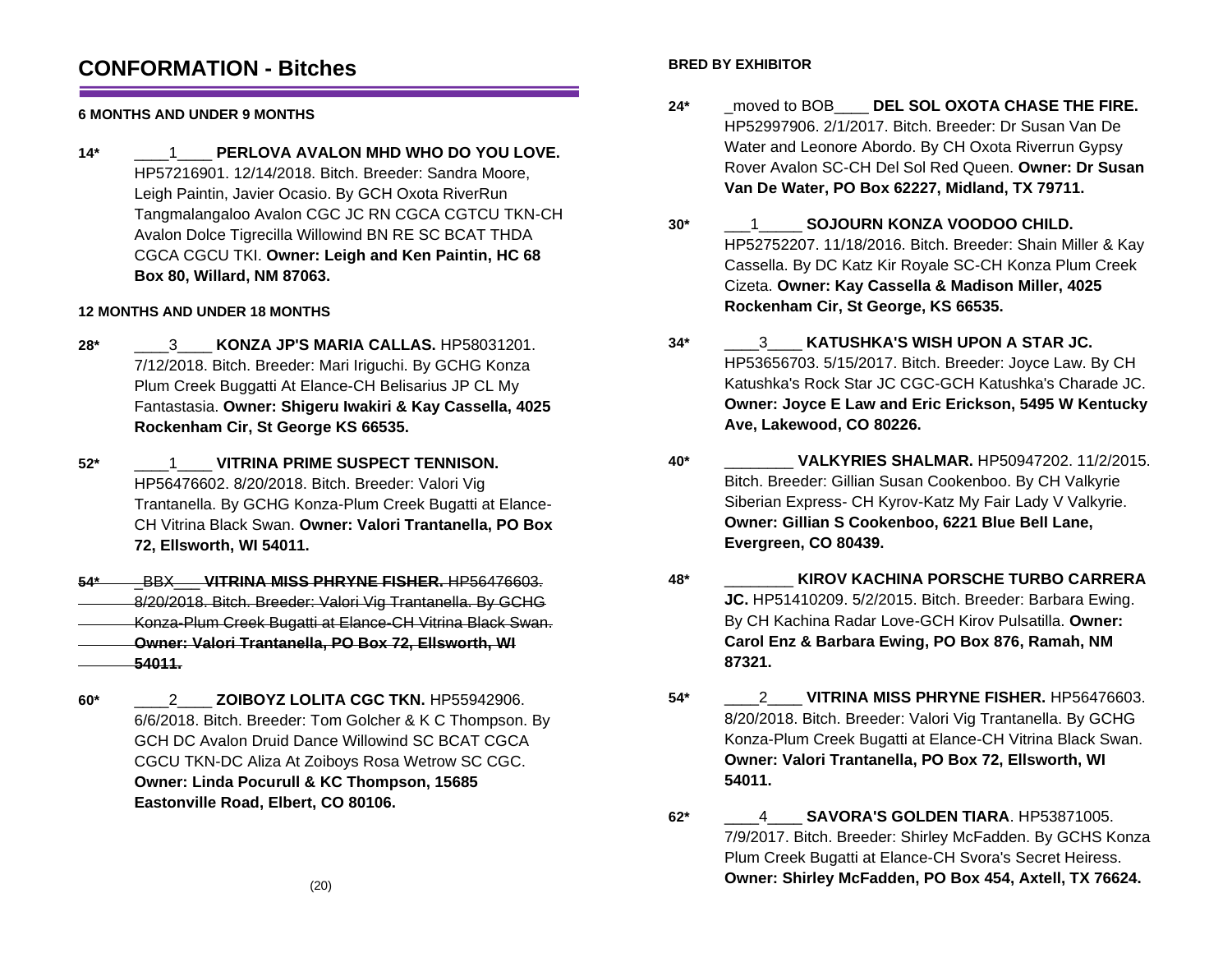# CONFORMATION - Bitches

### 6 MONTHS AND UNDER 9 MONTHS

**14*** ____1____ **PERLOVA AVALON MHD WHO DO YOU LOVE.** HP57216901. 12/14/2018. Bitch. Breeder: Sandra Moore, Leigh Paintin, Javier Ocasio. By GCH Oxota RiverRun Tangmalangaloo Avalon CGC JC RN CGCA CGTCU TKN-CH Avalon Dolce Tigrecilla Willowind BN RE SC BCAT THDA CGCA CGCU TKI. **Owner: Leigh and Ken Paintin, HC 68 Box 80, Willard, NM 87063.**

### 12 MONTHS AND UNDER 18 MONTHS

**28*** ____3____ **KONZA JP'S MARIA CALLAS.** HP58031201. 7/12/2018. Bitch. Breeder: Mari Iriguchi. By GCHG Konza Plum Creek Buggatti At Elance-CH Belisarius JP CL My Fantastasia. **Owner: Shigeru Iwakiri & Kay Cassella, 4025 Rockenham Cir, St George KS 66535.**

**52*** ____1____ **VITRINA PRIME SUSPECT TENNISON.** HP56476602. 8/20/2018. Bitch. Breeder: Valori Vig Trantanella. By GCHG Konza-Plum Creek Bugatti at Elance-CH Vitrina Black Swan. **Owner: Valori Trantanella, PO Box 72, Ellsworth, WI 54011.**

~~**54*** _BBX___ **VITRINA MISS PHRYNE FISHER.** HP56476603. 8/20/2018. Bitch. Breeder: Valori Vig Trantanella. By GCHG Konza-Plum Creek Bugatti at Elance-CH Vitrina Black Swan. **Owner: Valori Trantanella, PO Box 72, Ellsworth, WI 54011.**~~

**60*** ____2____ **ZOIBOYZ LOLITA CGC TKN.** HP55942906. 6/6/2018. Bitch. Breeder: Tom Golcher & K C Thompson. By GCH DC Avalon Druid Dance Willowind SC BCAT CGCA CGCU TKN-DC Aliza At Zoiboys Rosa Wetrow SC CGC. **Owner: Linda Pocurull & KC Thompson, 15685 Eastonville Road, Elbert, CO 80106.**

### BRED BY EXHIBITOR

**24*** _moved to BOB____ **DEL SOL OXOTA CHASE THE FIRE.** HP52997906. 2/1/2017. Bitch. Breeder: Dr Susan Van De Water and Leonore Abordo. By CH Oxota Riverrun Gypsy Rover Avalon SC-CH Del Sol Red Queen. **Owner: Dr Susan Van De Water, PO Box 62227, Midland, TX 79711.**

**30*** ___1_____ **SOJOURN KONZA VOODOO CHILD.** HP52752207. 11/18/2016. Bitch. Breeder: Shain Miller & Kay Cassella. By DC Katz Kir Royale SC-CH Konza Plum Creek Cizeta. **Owner: Kay Cassella & Madison Miller, 4025 Rockenham Cir, St George, KS 66535.**

**34*** ____3____ **KATUSHKA'S WISH UPON A STAR JC.** HP53656703. 5/15/2017. Bitch. Breeder: Joyce Law. By CH Katushka's Rock Star JC CGC-GCH Katushka's Charade JC. **Owner: Joyce E Law and Eric Erickson, 5495 W Kentucky Ave, Lakewood, CO 80226.**

**40*** ________ **VALKYRIES SHALMAR.** HP50947202. 11/2/2015. Bitch. Breeder: Gillian Susan Cookenboo. By CH Valkyrie Siberian Express- CH Kyrov-Katz My Fair Lady V Valkyrie. **Owner: Gillian S Cookenboo, 6221 Blue Bell Lane, Evergreen, CO 80439.**

**48*** ________ **KIROV KACHINA PORSCHE TURBO CARRERA JC.** HP51410209. 5/2/2015. Bitch. Breeder: Barbara Ewing. By CH Kachina Radar Love-GCH Kirov Pulsatilla. **Owner: Carol Enz & Barbara Ewing, PO Box 876, Ramah, NM 87321.**

**54*** ____2____ **VITRINA MISS PHRYNE FISHER.** HP56476603. 8/20/2018. Bitch. Breeder: Valori Vig Trantanella. By GCHG Konza-Plum Creek Bugatti at Elance-CH Vitrina Black Swan. **Owner: Valori Trantanella, PO Box 72, Ellsworth, WI 54011.**

**62*** ____4____ **SAVORA'S GOLDEN TIARA**. HP53871005. 7/9/2017. Bitch. Breeder: Shirley McFadden. By GCHS Konza Plum Creek Bugatti at Elance-CH Svora's Secret Heiress. **Owner: Shirley McFadden, PO Box 454, Axtell, TX 76624.**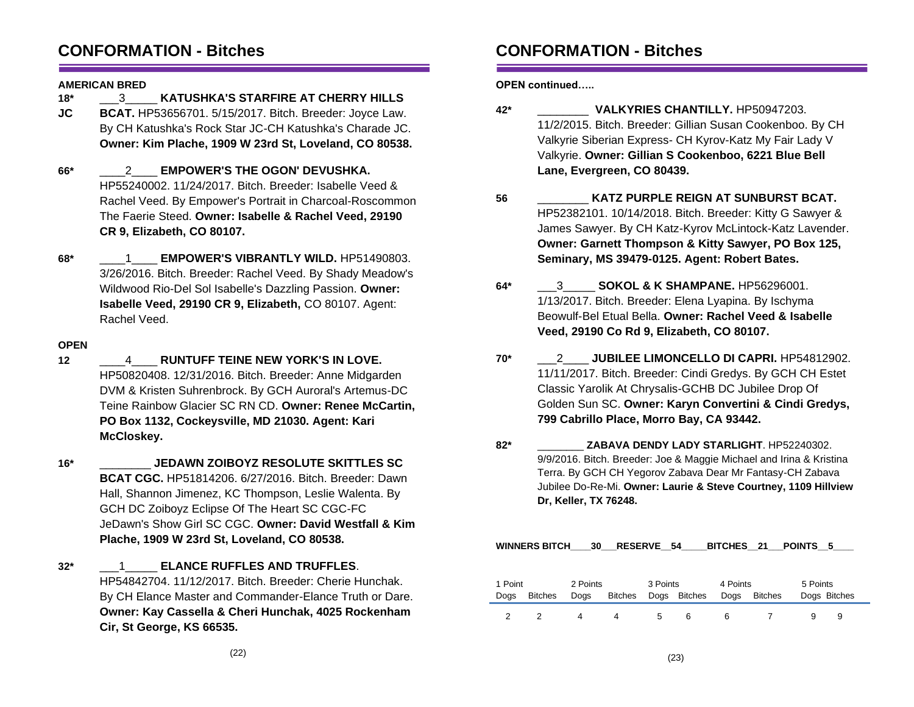# CONFORMATION - Bitches

**AMERICAN BRED**

**18* JC** ___3_____ **KATUSHKA'S STARFIRE AT CHERRY HILLS BCAT.** HP53656701. 5/15/2017. Bitch. Breeder: Joyce Law. By CH Katushka's Rock Star JC-CH Katushka's Charade JC. **Owner: Kim Plache, 1909 W 23rd St, Loveland, CO 80538.**

**66*** ____2____ **EMPOWER'S THE OGON' DEVUSHKA.** HP55240002. 11/24/2017. Bitch. Breeder: Isabelle Veed & Rachel Veed. By Empower's Portrait in Charcoal-Roscommon The Faerie Steed. **Owner: Isabelle & Rachel Veed, 29190 CR 9, Elizabeth, CO 80107.**

**68*** ____1____ **EMPOWER'S VIBRANTLY WILD.** HP51490803. 3/26/2016. Bitch. Breeder: Rachel Veed. By Shady Meadow's Wildwood Rio-Del Sol Isabelle's Dazzling Passion. **Owner: Isabelle Veed, 29190 CR 9, Elizabeth,** CO 80107. Agent: Rachel Veed.

**OPEN**

**12** ____4____ **RUNTUFF TEINE NEW YORK'S IN LOVE.** HP50820408. 12/31/2016. Bitch. Breeder: Anne Midgarden DVM & Kristen Suhrenbrock. By GCH Auroral's Artemus-DC Teine Rainbow Glacier SC RN CD. **Owner: Renee McCartin, PO Box 1132, Cockeysville, MD 21030. Agent: Kari McCloskey.**

**16*** ________ **JEDAWN ZOIBOYZ RESOLUTE SKITTLES SC BCAT CGC.** HP51814206. 6/27/2016. Bitch. Breeder: Dawn Hall, Shannon Jimenez, KC Thompson, Leslie Walenta. By GCH DC Zoiboyz Eclipse Of The Heart SC CGC-FC JeDawn's Show Girl SC CGC. **Owner: David Westfall & Kim Plache, 1909 W 23rd St, Loveland, CO 80538.**

**32*** ___1_____ **ELANCE RUFFLES AND TRUFFLES**. HP54842704. 11/12/2017. Bitch. Breeder: Cherie Hunchak. By CH Elance Master and Commander-Elance Truth or Dare. **Owner: Kay Cassella & Cheri Hunchak, 4025 Rockenham Cir, St George, KS 66535.**

# CONFORMATION - Bitches

**OPEN continued…..**

**42*** ________ **VALKYRIES CHANTILLY.** HP50947203. 11/2/2015. Bitch. Breeder: Gillian Susan Cookenboo. By CH Valkyrie Siberian Express- CH Kyrov-Katz My Fair Lady V Valkyrie. **Owner: Gillian S Cookenboo, 6221 Blue Bell Lane, Evergreen, CO 80439.**

**56** ________ **KATZ PURPLE REIGN AT SUNBURST BCAT.** HP52382101. 10/14/2018. Bitch. Breeder: Kitty G Sawyer & James Sawyer. By CH Katz-Kyrov McLintock-Katz Lavender. **Owner: Garnett Thompson & Kitty Sawyer, PO Box 125, Seminary, MS 39479-0125. Agent: Robert Bates.**

**64*** ___3_____ **SOKOL & K SHAMPANE.** HP56296001. 1/13/2017. Bitch. Breeder: Elena Lyapina. By Ischyma Beowulf-Bel Etual Bella. **Owner: Rachel Veed & Isabelle Veed, 29190 Co Rd 9, Elizabeth, CO 80107.**

**70*** ___2____ **JUBILEE LIMONCELLO DI CAPRI.** HP54812902. 11/11/2017. Bitch. Breeder: Cindi Gredys. By GCH CH Estet Classic Yarolik At Chrysalis-GCHB DC Jubilee Drop Of Golden Sun SC. **Owner: Karyn Convertini & Cindi Gredys, 799 Cabrillo Place, Morro Bay, CA 93442.**

**82*** ________ **ZABAVA DENDY LADY STARLIGHT**. HP52240302. 9/9/2016. Bitch. Breeder: Joe & Maggie Michael and Irina & Kristina Terra. By GCH CH Yegorov Zabava Dear Mr Fantasy-CH Zabava Jubilee Do-Re-Mi. **Owner: Laurie & Steve Courtney, 1109 Hillview Dr, Keller, TX 76248.**

**WINNERS BITCH____30___RESERVE__54_____BITCHES__21___POINTS__5____**

| 1 Point | | 2 Points | | 3 Points | | 4 Points | | 5 Points | |
|---|---|---|---|---|---|---|---|---|---|
| Dogs | Bitches | Dogs | Bitches | Dogs | Bitches | Dogs | Bitches | Dogs | Bitches |
| 2 | 2 | 4 | 4 | 5 | 6 | 6 | 7 | 9 | 9 |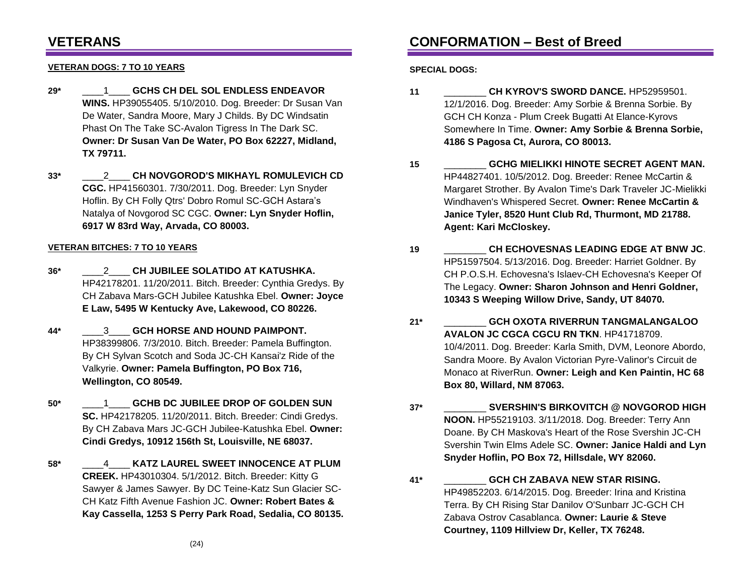## VETERANS

### VETERAN DOGS: 7 TO 10 YEARS

**29*** \_\_\_\_1\_\_\_\_ **GCHS CH DEL SOL ENDLESS ENDEAVOR WINS.** HP39055405. 5/10/2010. Dog. Breeder: Dr Susan Van De Water, Sandra Moore, Mary J Childs. By DC Windsatin Phast On The Take SC-Avalon Tigress In The Dark SC. **Owner: Dr Susan Van De Water, PO Box 62227, Midland, TX 79711.**

**33*** \_\_\_\_2\_\_\_\_ **CH NOVGOROD'S MIKHAYL ROMULEVICH CD CGC.** HP41560301. 7/30/2011. Dog. Breeder: Lyn Snyder Hoflin. By CH Folly Qtrs' Dobro Romul SC-GCH Astara's Natalya of Novgorod SC CGC. **Owner: Lyn Snyder Hoflin, 6917 W 83rd Way, Arvada, CO 80003.**

### VETERAN BITCHES: 7 TO 10 YEARS

**36*** \_\_\_\_2\_\_\_\_ **CH JUBILEE SOLATIDO AT KATUSHKA.** HP42178201. 11/20/2011. Bitch. Breeder: Cynthia Gredys. By CH Zabava Mars-GCH Jubilee Katushka Ebel. **Owner: Joyce E Law, 5495 W Kentucky Ave, Lakewood, CO 80226.**

**44*** \_\_\_\_3\_\_\_\_ **GCH HORSE AND HOUND PAIMPONT.** HP38399806. 7/3/2010. Bitch. Breeder: Pamela Buffington. By CH Sylvan Scotch and Soda JC-CH Kansai'z Ride of the Valkyrie. **Owner: Pamela Buffington, PO Box 716, Wellington, CO 80549.**

**50*** \_\_\_\_1\_\_\_\_ **GCHB DC JUBILEE DROP OF GOLDEN SUN SC.** HP42178205. 11/20/2011. Bitch. Breeder: Cindi Gredys. By CH Zabava Mars JC-GCH Jubilee-Katushka Ebel. **Owner: Cindi Gredys, 10912 156th St, Louisville, NE 68037.**

**58*** \_\_\_\_4\_\_\_\_ **KATZ LAUREL SWEET INNOCENCE AT PLUM CREEK.** HP43010304. 5/1/2012. Bitch. Breeder: Kitty G Sawyer & James Sawyer. By DC Teine-Katz Sun Glacier SC-CH Katz Fifth Avenue Fashion JC. **Owner: Robert Bates & Kay Cassella, 1253 S Perry Park Road, Sedalia, CO 80135.**

## CONFORMATION – Best of Breed

**SPECIAL DOGS:**

**11** \_\_\_\_\_\_\_\_ **CH KYROV'S SWORD DANCE.** HP52959501. 12/1/2016. Dog. Breeder: Amy Sorbie & Brenna Sorbie. By GCH CH Konza - Plum Creek Bugatti At Elance-Kyrovs Somewhere In Time. **Owner: Amy Sorbie & Brenna Sorbie, 4186 S Pagosa Ct, Aurora, CO 80013.**

**15** \_\_\_\_\_\_\_\_ **GCHG MIELIKKI HINOTE SECRET AGENT MAN.** HP44827401. 10/5/2012. Dog. Breeder: Renee McCartin & Margaret Strother. By Avalon Time's Dark Traveler JC-Mielikki Windhaven's Whispered Secret. **Owner: Renee McCartin & Janice Tyler, 8520 Hunt Club Rd, Thurmont, MD 21788. Agent: Kari McCloskey.**

**19** \_\_\_\_\_\_\_\_ **CH ECHOVESNAS LEADING EDGE AT BNW JC**. HP51597504. 5/13/2016. Dog. Breeder: Harriet Goldner. By CH P.O.S.H. Echovesna's Islaev-CH Echovesna's Keeper Of The Legacy. **Owner: Sharon Johnson and Henri Goldner, 10343 S Weeping Willow Drive, Sandy, UT 84070.**

**21*** \_\_\_\_\_\_\_\_ **GCH OXOTA RIVERRUN TANGMALANGALOO AVALON JC CGCA CGCU RN TKN**. HP41718709. 10/4/2011. Dog. Breeder: Karla Smith, DVM, Leonore Abordo, Sandra Moore. By Avalon Victorian Pyre-Valinor's Circuit de Monaco at RiverRun. **Owner: Leigh and Ken Paintin, HC 68 Box 80, Willard, NM 87063.**

**37*** \_\_\_\_\_\_\_\_ **SVERSHIN'S BIRKOVITCH @ NOVGOROD HIGH NOON.** HP55219103. 3/11/2018. Dog. Breeder: Terry Ann Doane. By CH Maskova's Heart of the Rose Svershin JC-CH Svershin Twin Elms Adele SC. **Owner: Janice Haldi and Lyn Snyder Hoflin, PO Box 72, Hillsdale, WY 82060.**

**41*** \_\_\_\_\_\_\_\_ **GCH CH ZABAVA NEW STAR RISING.** HP49852203. 6/14/2015. Dog. Breeder: Irina and Kristina Terra. By CH Rising Star Danilov O'Sunbarr JC-GCH CH Zabava Ostrov Casablanca. **Owner: Laurie & Steve Courtney, 1109 Hillview Dr, Keller, TX 76248.**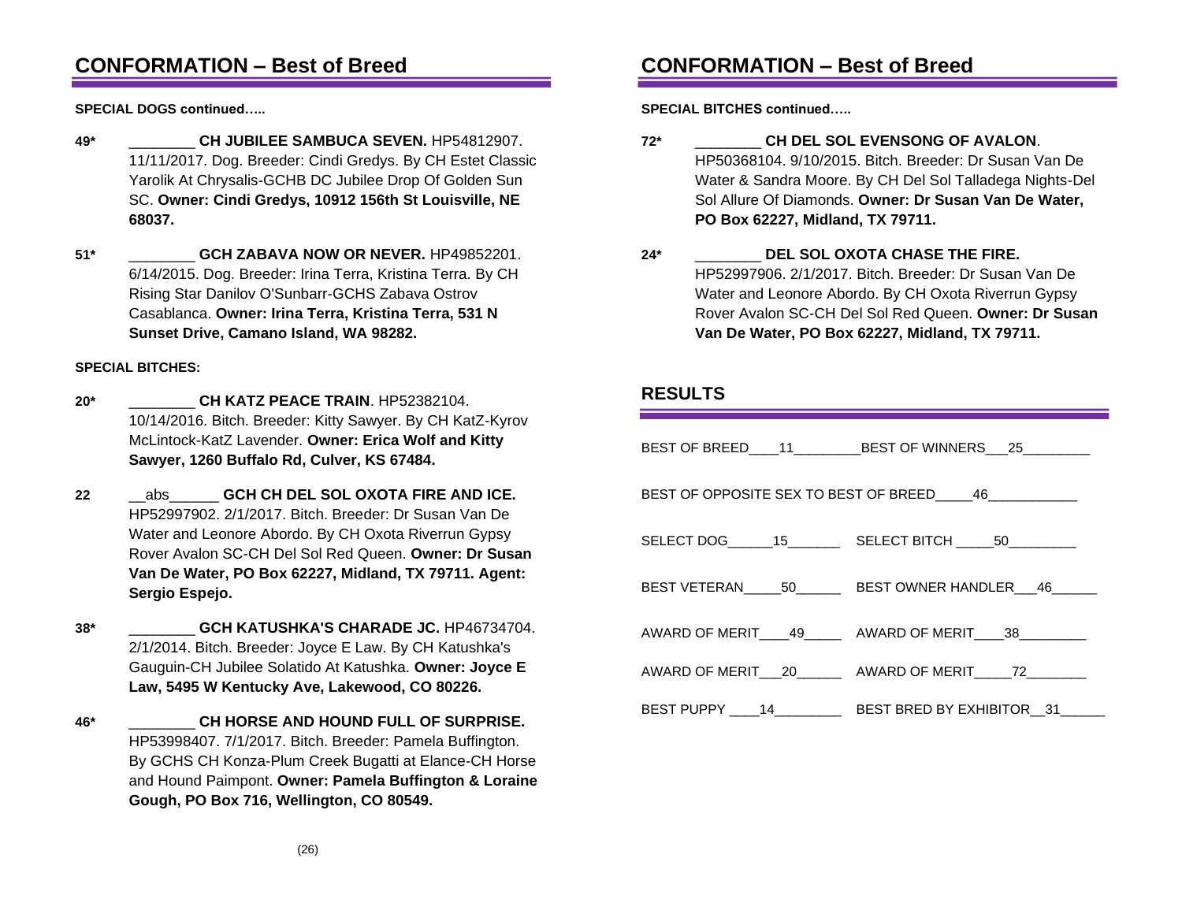## CONFORMATION – Best of Breed

**SPECIAL DOGS continued…..**

**49*** ________ **CH JUBILEE SAMBUCA SEVEN.** HP54812907. 11/11/2017. Dog. Breeder: Cindi Gredys. By CH Estet Classic Yarolik At Chrysalis-GCHB DC Jubilee Drop Of Golden Sun SC. **Owner: Cindi Gredys, 10912 156th St Louisville, NE 68037.**

**51*** ________ **GCH ZABAVA NOW OR NEVER.** HP49852201. 6/14/2015. Dog. Breeder: Irina Terra, Kristina Terra. By CH Rising Star Danilov O'Sunbarr-GCHS Zabava Ostrov Casablanca. **Owner: Irina Terra, Kristina Terra, 531 N Sunset Drive, Camano Island, WA 98282.**

**SPECIAL BITCHES:**

**20*** ________ **CH KATZ PEACE TRAIN**. HP52382104. 10/14/2016. Bitch. Breeder: Kitty Sawyer. By CH KatZ-Kyrov McLintock-KatZ Lavender. **Owner: Erica Wolf and Kitty Sawyer, 1260 Buffalo Rd, Culver, KS 67484.**

**22** __abs______ **GCH CH DEL SOL OXOTA FIRE AND ICE.** HP52997902. 2/1/2017. Bitch. Breeder: Dr Susan Van De Water and Leonore Abordo. By CH Oxota Riverrun Gypsy Rover Avalon SC-CH Del Sol Red Queen. **Owner: Dr Susan Van De Water, PO Box 62227, Midland, TX 79711. Agent: Sergio Espejo.**

**38*** ________ **GCH KATUSHKA'S CHARADE JC.** HP46734704. 2/1/2014. Bitch. Breeder: Joyce E Law. By CH Katushka's Gauguin-CH Jubilee Solatido At Katushka. **Owner: Joyce E Law, 5495 W Kentucky Ave, Lakewood, CO 80226.**

**46*** ________ **CH HORSE AND HOUND FULL OF SURPRISE.** HP53998407. 7/1/2017. Bitch. Breeder: Pamela Buffington. By GCHS CH Konza-Plum Creek Bugatti at Elance-CH Horse and Hound Paimpont. **Owner: Pamela Buffington & Loraine Gough, PO Box 716, Wellington, CO 80549.**

## CONFORMATION – Best of Breed

**SPECIAL BITCHES continued…..**

**72*** ________ **CH DEL SOL EVENSONG OF AVALON**. HP50368104. 9/10/2015. Bitch. Breeder: Dr Susan Van De Water & Sandra Moore. By CH Del Sol Talladega Nights-Del Sol Allure Of Diamonds. **Owner: Dr Susan Van De Water, PO Box 62227, Midland, TX 79711.**

**24*** ________ **DEL SOL OXOTA CHASE THE FIRE.** HP52997906. 2/1/2017. Bitch. Breeder: Dr Susan Van De Water and Leonore Abordo. By CH Oxota Riverrun Gypsy Rover Avalon SC-CH Del Sol Red Queen. **Owner: Dr Susan Van De Water, PO Box 62227, Midland, TX 79711.**

## RESULTS

BEST OF BREED____11________BEST OF WINNERS___25________

BEST OF OPPOSITE SEX TO BEST OF BREED_____46___________

SELECT DOG______15_______ SELECT BITCH _____50_________

BEST VETERAN_____50______ BEST OWNER HANDLER___46______

AWARD OF MERIT____49_____ AWARD OF MERIT____38_________

AWARD OF MERIT___20______ AWARD OF MERIT_____72________

BEST PUPPY ____14_________ BEST BRED BY EXHIBITOR__31______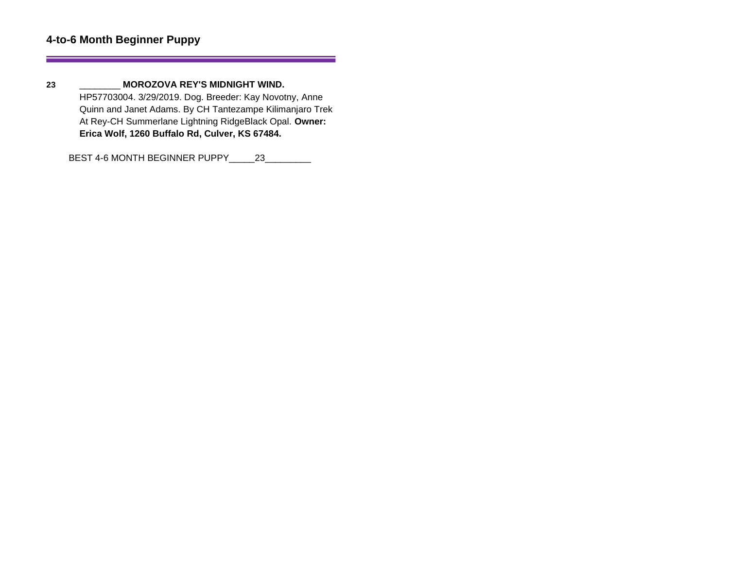## 4-to-6 Month Beginner Puppy

**23** ________ **MOROZOVA REY'S MIDNIGHT WIND.**
HP57703004. 3/29/2019. Dog. Breeder: Kay Novotny, Anne Quinn and Janet Adams. By CH Tantezampe Kilimanjaro Trek At Rey-CH Summerlane Lightning RidgeBlack Opal. **Owner: Erica Wolf, 1260 Buffalo Rd, Culver, KS 67484.**

BEST 4-6 MONTH BEGINNER PUPPY_____23_________